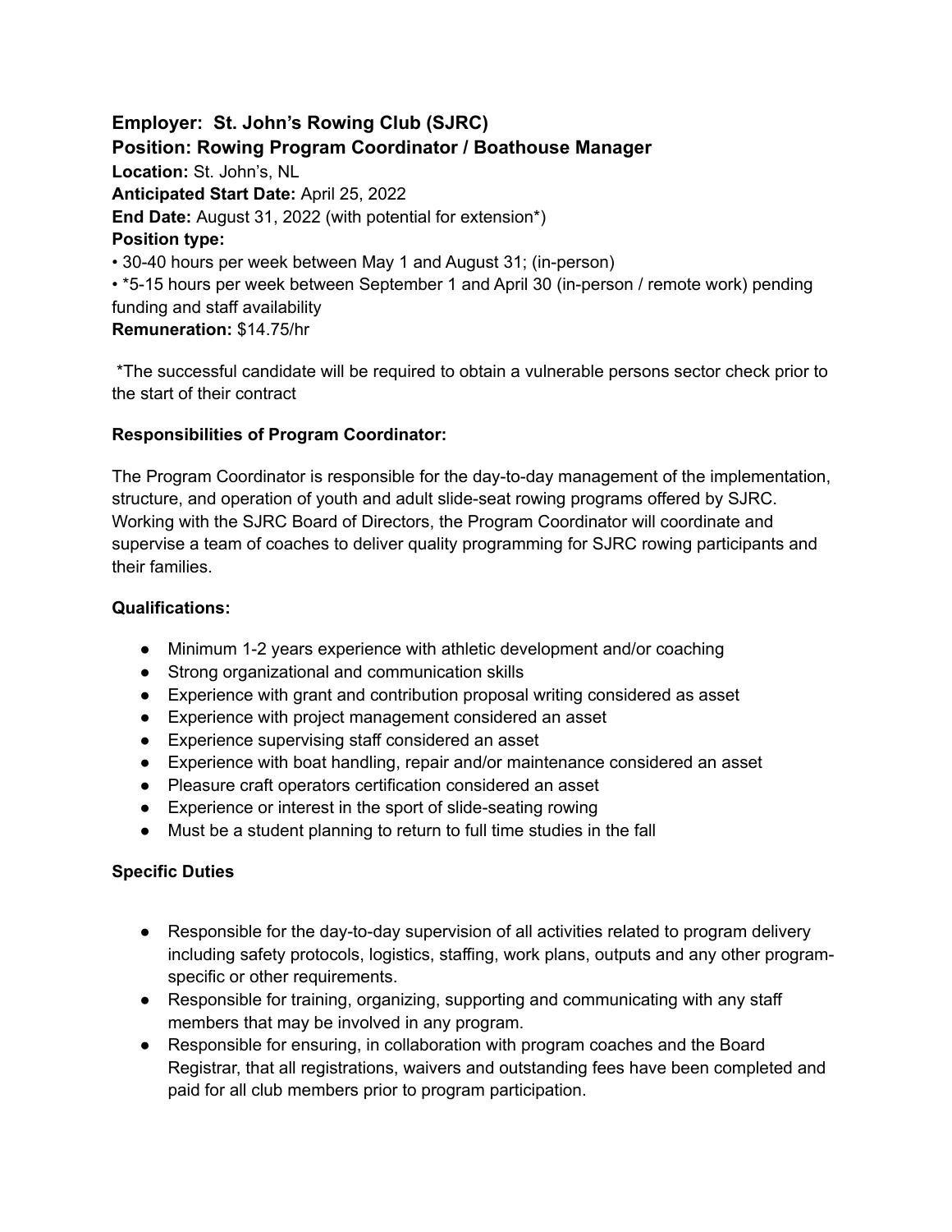**Employer: St. John's Rowing Club (SJRC)**
**Position: Rowing Program Coordinator / Boathouse Manager**
**Location:** St. John's, NL
**Anticipated Start Date:** April 25, 2022
**End Date:** August 31, 2022 (with potential for extension*)
**Position type:**
• 30-40 hours per week between May 1 and August 31; (in-person)
• *5-15 hours per week between September 1 and April 30 (in-person / remote work) pending funding and staff availability
**Remuneration:** $14.75/hr

*The successful candidate will be required to obtain a vulnerable persons sector check prior to the start of their contract

**Responsibilities of Program Coordinator:**

The Program Coordinator is responsible for the day-to-day management of the implementation, structure, and operation of youth and adult slide-seat rowing programs offered by SJRC. Working with the SJRC Board of Directors, the Program Coordinator will coordinate and supervise a team of coaches to deliver quality programming for SJRC rowing participants and their families.

**Qualifications:**

- Minimum 1-2 years experience with athletic development and/or coaching
- Strong organizational and communication skills
- Experience with grant and contribution proposal writing considered as asset
- Experience with project management considered an asset
- Experience supervising staff considered an asset
- Experience with boat handling, repair and/or maintenance considered an asset
- Pleasure craft operators certification considered an asset
- Experience or interest in the sport of slide-seating rowing
- Must be a student planning to return to full time studies in the fall

**Specific Duties**

- Responsible for the day-to-day supervision of all activities related to program delivery including safety protocols, logistics, staffing, work plans, outputs and any other program-specific or other requirements.
- Responsible for training, organizing, supporting and communicating with any staff members that may be involved in any program.
- Responsible for ensuring, in collaboration with program coaches and the Board Registrar, that all registrations, waivers and outstanding fees have been completed and paid for all club members prior to program participation.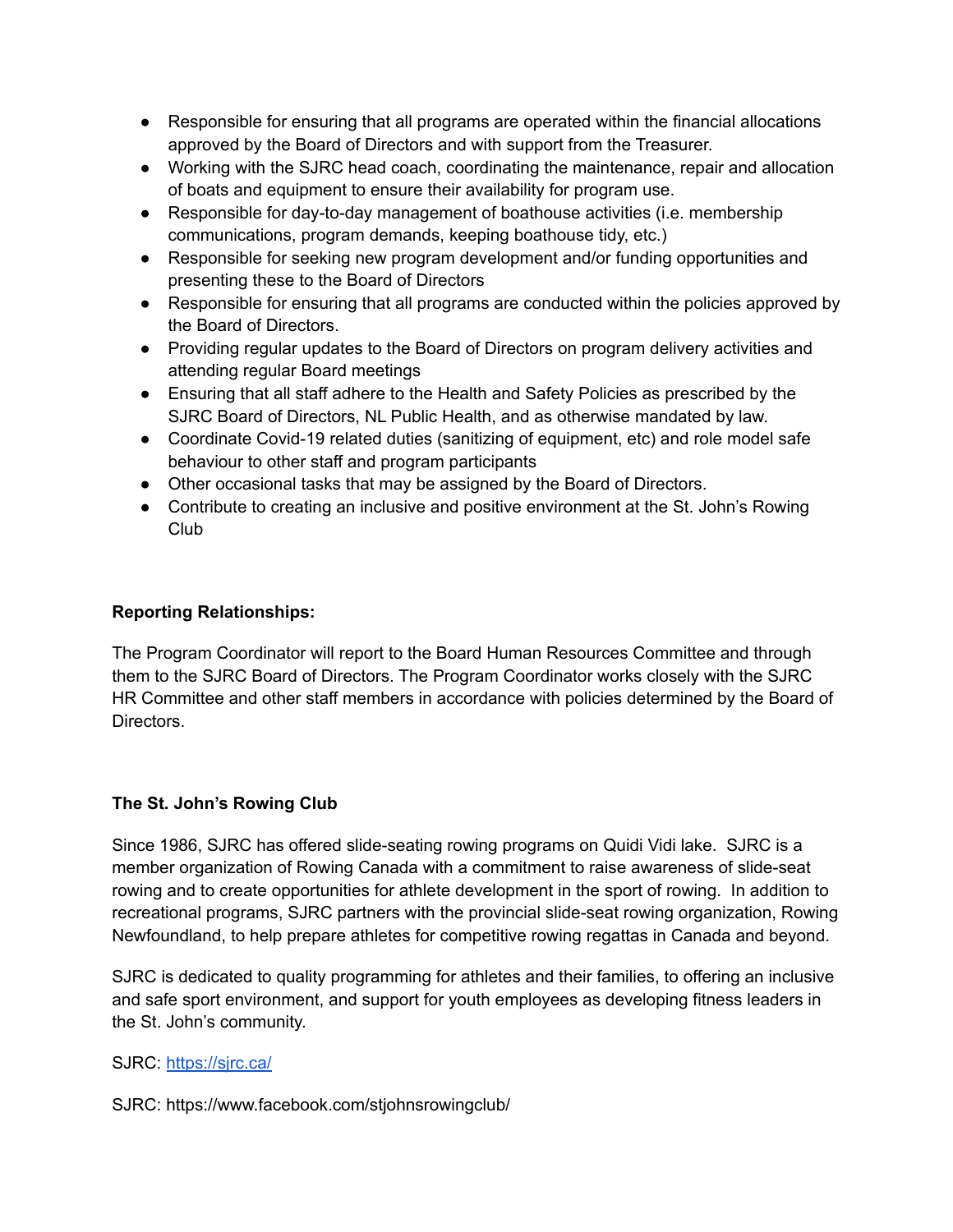- Responsible for ensuring that all programs are operated within the financial allocations approved by the Board of Directors and with support from the Treasurer.
- Working with the SJRC head coach, coordinating the maintenance, repair and allocation of boats and equipment to ensure their availability for program use.
- Responsible for day-to-day management of boathouse activities (i.e. membership communications, program demands, keeping boathouse tidy, etc.)
- Responsible for seeking new program development and/or funding opportunities and presenting these to the Board of Directors
- Responsible for ensuring that all programs are conducted within the policies approved by the Board of Directors.
- Providing regular updates to the Board of Directors on program delivery activities and attending regular Board meetings
- Ensuring that all staff adhere to the Health and Safety Policies as prescribed by the SJRC Board of Directors, NL Public Health, and as otherwise mandated by law.
- Coordinate Covid-19 related duties (sanitizing of equipment, etc) and role model safe behaviour to other staff and program participants
- Other occasional tasks that may be assigned by the Board of Directors.
- Contribute to creating an inclusive and positive environment at the St. John's Rowing Club

**Reporting Relationships:**

The Program Coordinator will report to the Board Human Resources Committee and through them to the SJRC Board of Directors. The Program Coordinator works closely with the SJRC HR Committee and other staff members in accordance with policies determined by the Board of Directors.

**The St. John's Rowing Club**

Since 1986, SJRC has offered slide-seating rowing programs on Quidi Vidi lake. SJRC is a member organization of Rowing Canada with a commitment to raise awareness of slide-seat rowing and to create opportunities for athlete development in the sport of rowing. In addition to recreational programs, SJRC partners with the provincial slide-seat rowing organization, Rowing Newfoundland, to help prepare athletes for competitive rowing regattas in Canada and beyond.

SJRC is dedicated to quality programming for athletes and their families, to offering an inclusive and safe sport environment, and support for youth employees as developing fitness leaders in the St. John's community.

SJRC: [https://sjrc.ca/](https://sjrc.ca/)

SJRC: https://www.facebook.com/stjohnsrowingclub/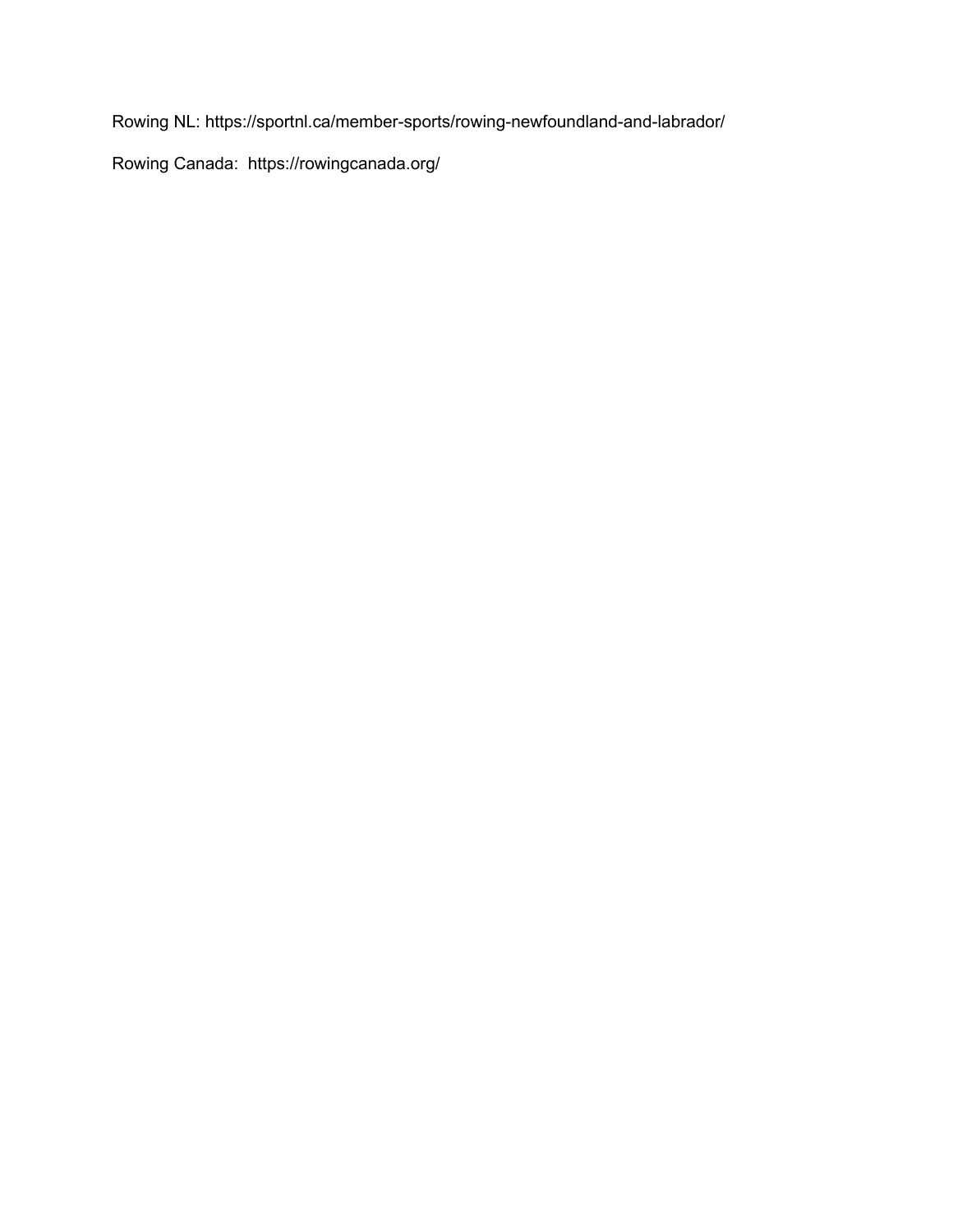Rowing NL: https://sportnl.ca/member-sports/rowing-newfoundland-and-labrador/

Rowing Canada: https://rowingcanada.org/